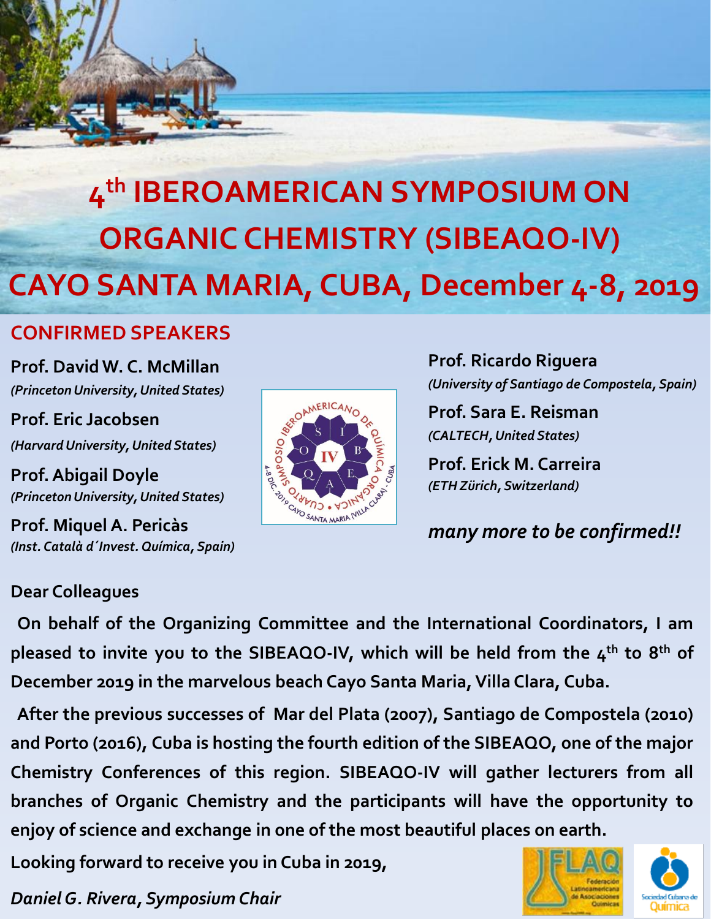# 4th IBEROAMERICAN SYMPOSIUM ON ORGANIC CHEMISTRY (SIBEAQO-IV)

# CAYO SANTA MARIA, CUBA, December 4-8, 2019

## CONFIRMED SPEAKERS

**Prof. David W. C. McMillan**
*(Princeton University, United States)*

**Prof. Eric Jacobsen**
*(Harvard University, United States)*

**Prof. Abigail Doyle**
*(Princeton University, United States)*

**Prof. Miquel A. Pericàs**
*(Inst. Català d´Invest. Química, Spain)*

**Prof. Ricardo Riguera**
*(University of Santiago de Compostela, Spain)*

**Prof. Sara E. Reisman**
*(CALTECH, United States)*

**Prof. Erick M. Carreira**
*(ETH Zürich, Switzerland)*

*many more to be confirmed!!*

**Dear Colleagues**

**On behalf of the Organizing Committee and the International Coordinators, I am pleased to invite you to the SIBEAQO-IV, which will be held from the 4th to 8th of December 2019 in the marvelous beach Cayo Santa Maria, Villa Clara, Cuba.**

**After the previous successes of Mar del Plata (2007), Santiago de Compostela (2010) and Porto (2016), Cuba is hosting the fourth edition of the SIBEAQO, one of the major Chemistry Conferences of this region. SIBEAQO-IV will gather lecturers from all branches of Organic Chemistry and the participants will have the opportunity to enjoy of science and exchange in one of the most beautiful places on earth.**

**Looking forward to receive you in Cuba in 2019,**

***Daniel G. Rivera, Symposium Chair***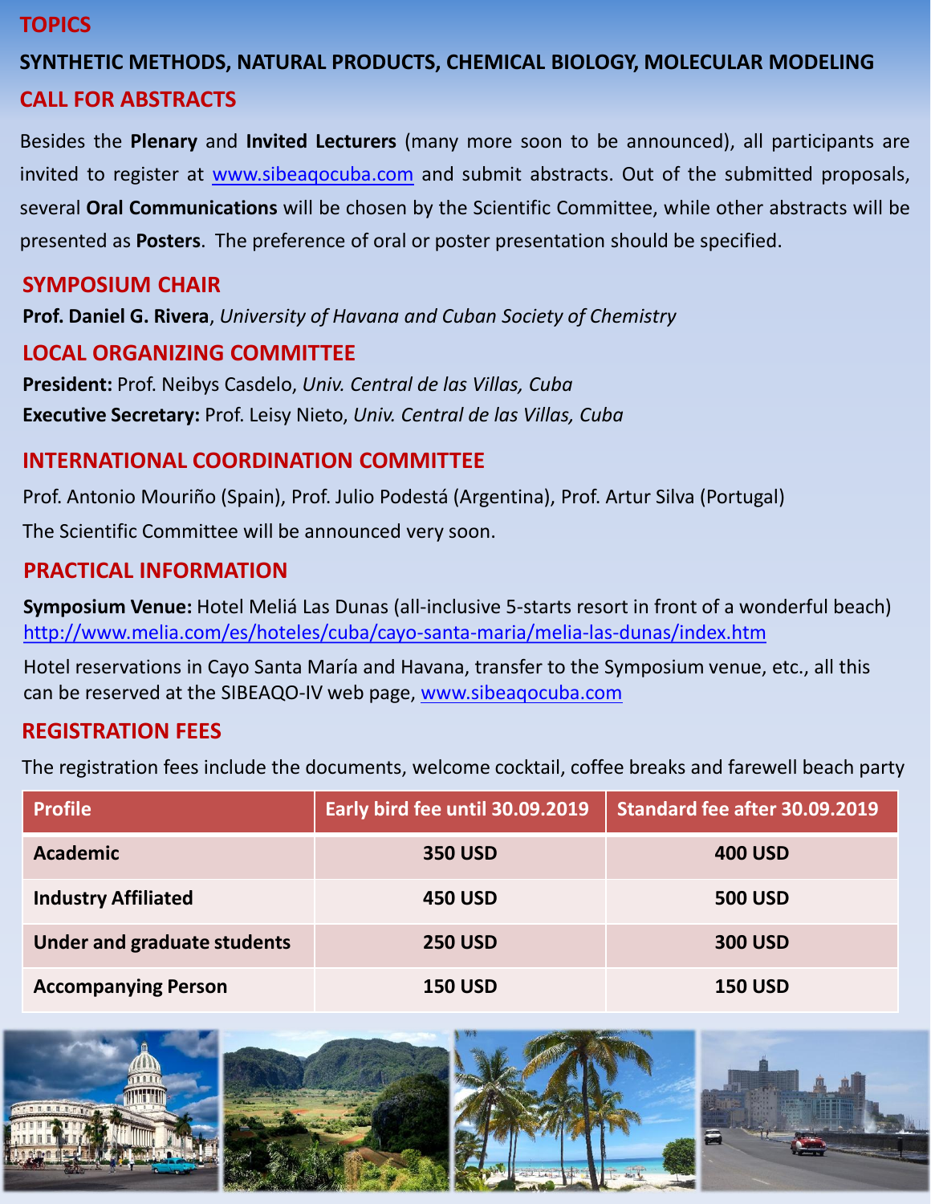## TOPICS

**SYNTHETIC METHODS, NATURAL PRODUCTS, CHEMICAL BIOLOGY, MOLECULAR MODELING**

## CALL FOR ABSTRACTS

Besides the **Plenary** and **Invited Lecturers** (many more soon to be announced), all participants are invited to register at www.sibeaqocuba.com and submit abstracts. Out of the submitted proposals, several **Oral Communications** will be chosen by the Scientific Committee, while other abstracts will be presented as **Posters**. The preference of oral or poster presentation should be specified.

## SYMPOSIUM CHAIR

**Prof. Daniel G. Rivera**, *University of Havana and Cuban Society of Chemistry*

## LOCAL ORGANIZING COMMITTEE

**President:** Prof. Neibys Casdelo, *Univ. Central de las Villas, Cuba*

**Executive Secretary:** Prof. Leisy Nieto, *Univ. Central de las Villas, Cuba*

## INTERNATIONAL COORDINATION COMMITTEE

Prof. Antonio Mouriño (Spain), Prof. Julio Podestá (Argentina), Prof. Artur Silva (Portugal)

The Scientific Committee will be announced very soon.

## PRACTICAL INFORMATION

**Symposium Venue:** Hotel Meliá Las Dunas (all-inclusive 5-starts resort in front of a wonderful beach) http://www.melia.com/es/hoteles/cuba/cayo-santa-maria/melia-las-dunas/index.htm

Hotel reservations in Cayo Santa María and Havana, transfer to the Symposium venue, etc., all this can be reserved at the SIBEAQO-IV web page, www.sibeaqocuba.com

## REGISTRATION FEES

The registration fees include the documents, welcome cocktail, coffee breaks and farewell beach party

| Profile | Early bird fee until 30.09.2019 | Standard fee after 30.09.2019 |
|---|---|---|
| **Academic** | **350 USD** | **400 USD** |
| **Industry Affiliated** | **450 USD** | **500 USD** |
| **Under and graduate students** | **250 USD** | **300 USD** |
| **Accompanying Person** | **150 USD** | **150 USD** |